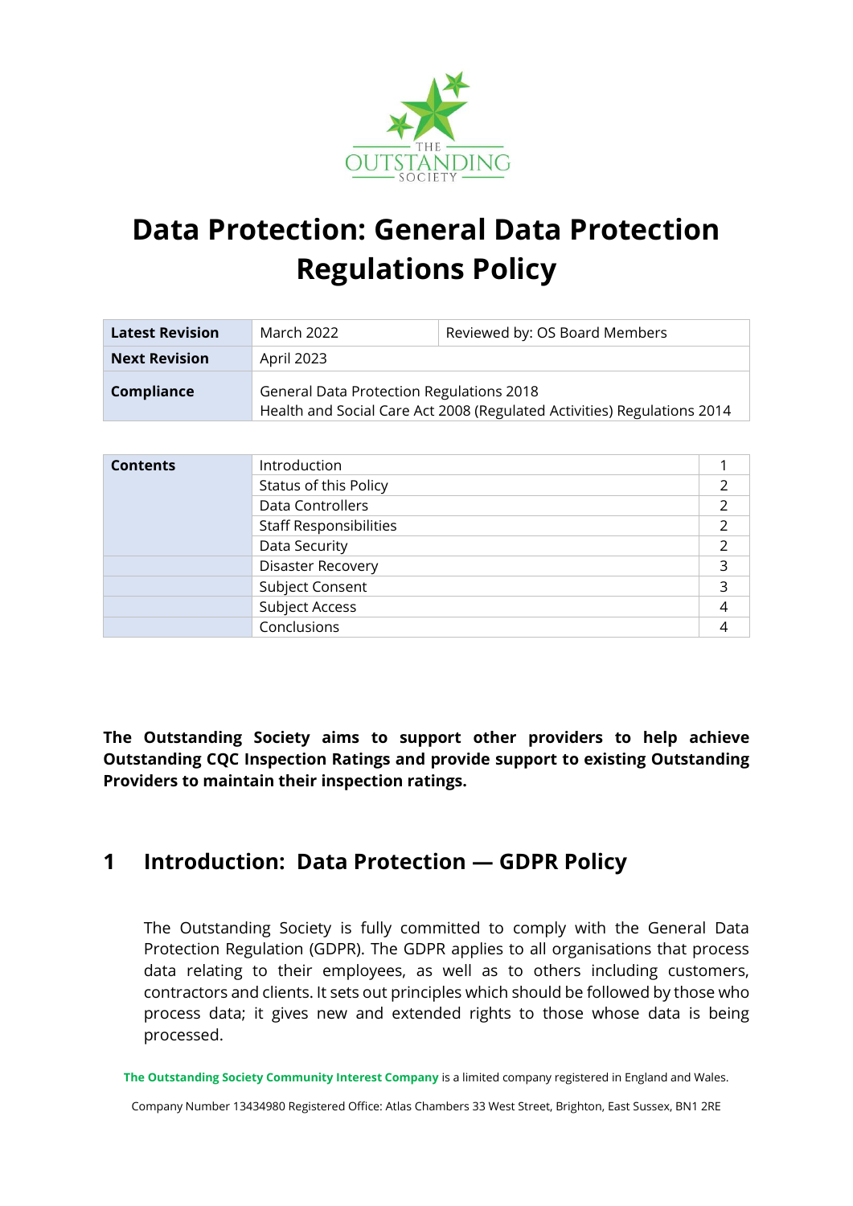# Data Protection: General Data Protection Regulations Policy

| Latest Revision | March 2022 | Reviewed by: OS Board Members |
|---|---|---|
| **Next Revision** | April 2023 | |
| **Compliance** | General Data Protection Regulations 2018<br>Health and Social Care Act 2008 (Regulated Activities) Regulations 2014 | |

| Contents | | |
|---|---|---|
| | Introduction | 1 |
| | Status of this Policy | 2 |
| | Data Controllers | 2 |
| | Staff Responsibilities | 2 |
| | Data Security | 2 |
| | Disaster Recovery | 3 |
| | Subject Consent | 3 |
| | Subject Access | 4 |
| | Conclusions | 4 |

**The Outstanding Society aims to support other providers to help achieve Outstanding CQC Inspection Ratings and provide support to existing Outstanding Providers to maintain their inspection ratings.**

## 1 Introduction: Data Protection — GDPR Policy

The Outstanding Society is fully committed to comply with the General Data Protection Regulation (GDPR). The GDPR applies to all organisations that process data relating to their employees, as well as to others including customers, contractors and clients. It sets out principles which should be followed by those who process data; it gives new and extended rights to those whose data is being processed.

**The Outstanding Society Community Interest Company** is a limited company registered in England and Wales.

Company Number 13434980 Registered Office: Atlas Chambers 33 West Street, Brighton, East Sussex, BN1 2RE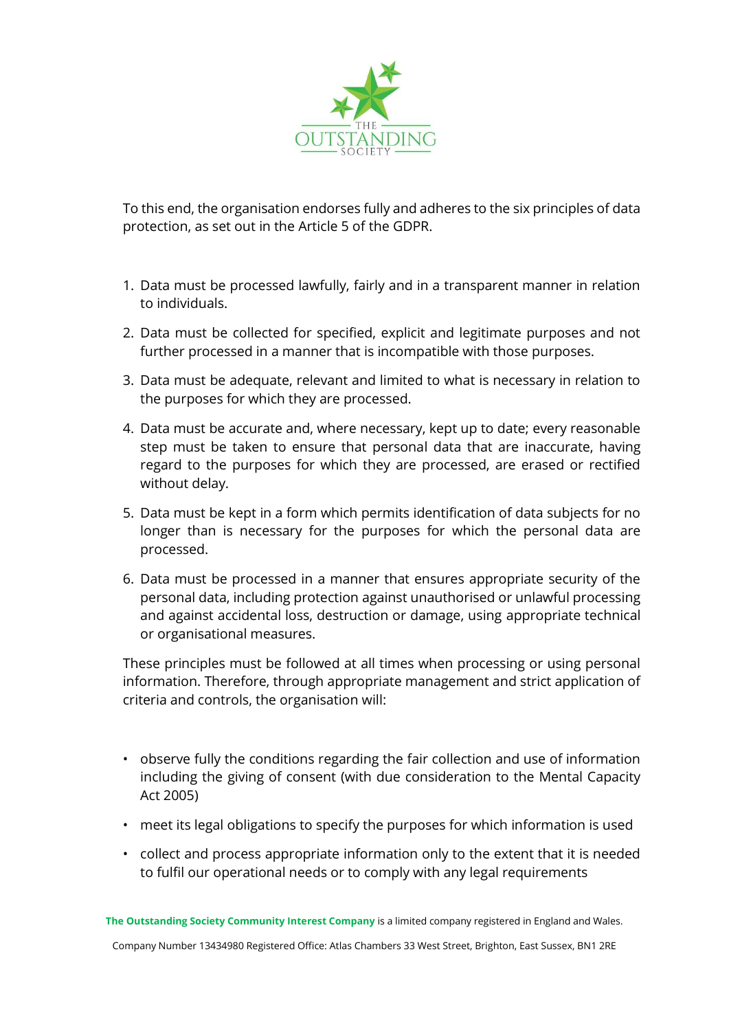To this end, the organisation endorses fully and adheres to the six principles of data protection, as set out in the Article 5 of the GDPR.

1. Data must be processed lawfully, fairly and in a transparent manner in relation to individuals.
2. Data must be collected for specified, explicit and legitimate purposes and not further processed in a manner that is incompatible with those purposes.
3. Data must be adequate, relevant and limited to what is necessary in relation to the purposes for which they are processed.
4. Data must be accurate and, where necessary, kept up to date; every reasonable step must be taken to ensure that personal data that are inaccurate, having regard to the purposes for which they are processed, are erased or rectified without delay.
5. Data must be kept in a form which permits identification of data subjects for no longer than is necessary for the purposes for which the personal data are processed.
6. Data must be processed in a manner that ensures appropriate security of the personal data, including protection against unauthorised or unlawful processing and against accidental loss, destruction or damage, using appropriate technical or organisational measures.

These principles must be followed at all times when processing or using personal information. Therefore, through appropriate management and strict application of criteria and controls, the organisation will:

- observe fully the conditions regarding the fair collection and use of information including the giving of consent (with due consideration to the Mental Capacity Act 2005)
- meet its legal obligations to specify the purposes for which information is used
- collect and process appropriate information only to the extent that it is needed to fulfil our operational needs or to comply with any legal requirements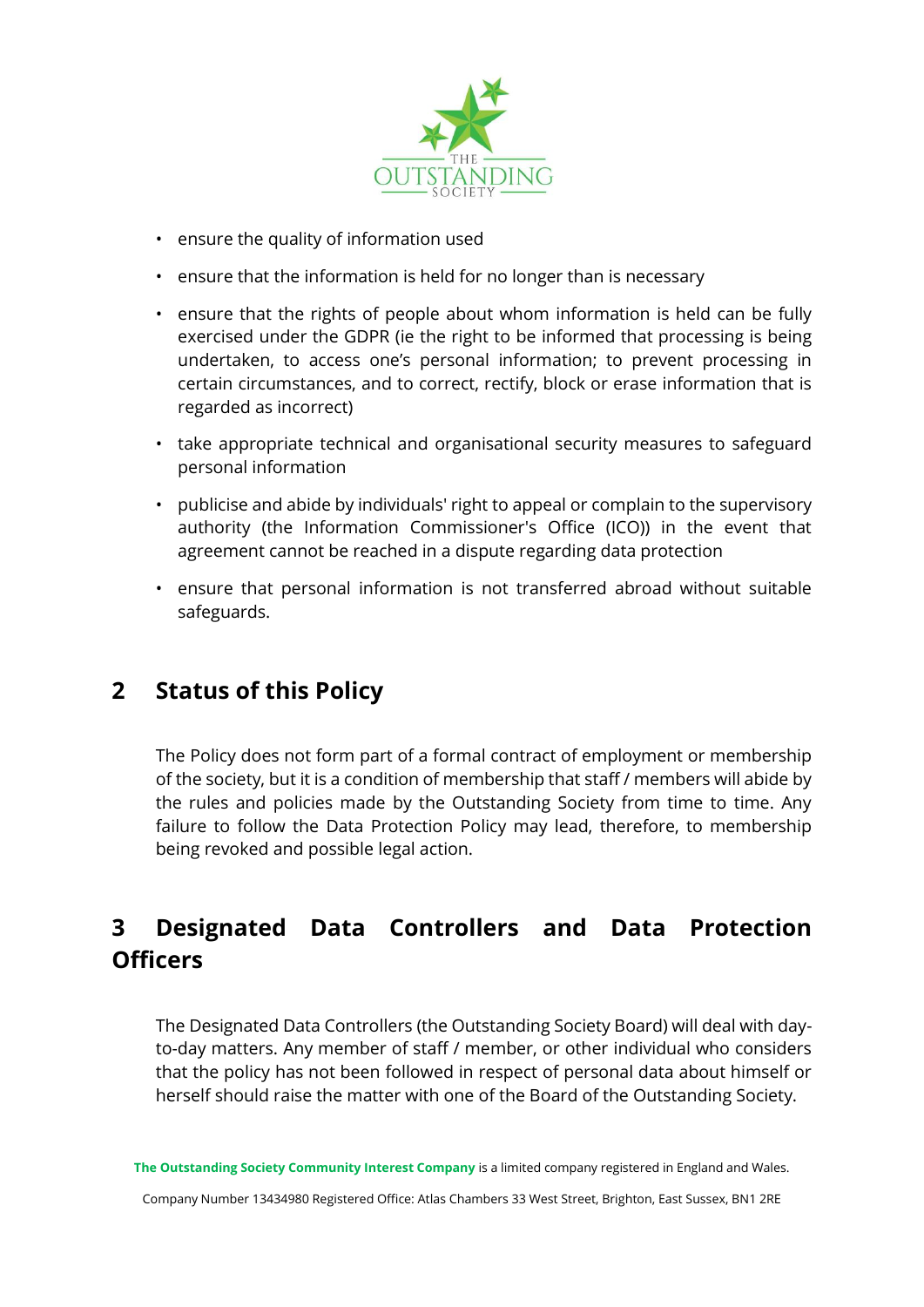- ensure the quality of information used
- ensure that the information is held for no longer than is necessary
- ensure that the rights of people about whom information is held can be fully exercised under the GDPR (ie the right to be informed that processing is being undertaken, to access one's personal information; to prevent processing in certain circumstances, and to correct, rectify, block or erase information that is regarded as incorrect)
- take appropriate technical and organisational security measures to safeguard personal information
- publicise and abide by individuals' right to appeal or complain to the supervisory authority (the Information Commissioner's Office (ICO)) in the event that agreement cannot be reached in a dispute regarding data protection
- ensure that personal information is not transferred abroad without suitable safeguards.

## 2 Status of this Policy

The Policy does not form part of a formal contract of employment or membership of the society, but it is a condition of membership that staff / members will abide by the rules and policies made by the Outstanding Society from time to time. Any failure to follow the Data Protection Policy may lead, therefore, to membership being revoked and possible legal action.

## 3 Designated Data Controllers and Data Protection Officers

The Designated Data Controllers (the Outstanding Society Board) will deal with day-to-day matters. Any member of staff / member, or other individual who considers that the policy has not been followed in respect of personal data about himself or herself should raise the matter with one of the Board of the Outstanding Society.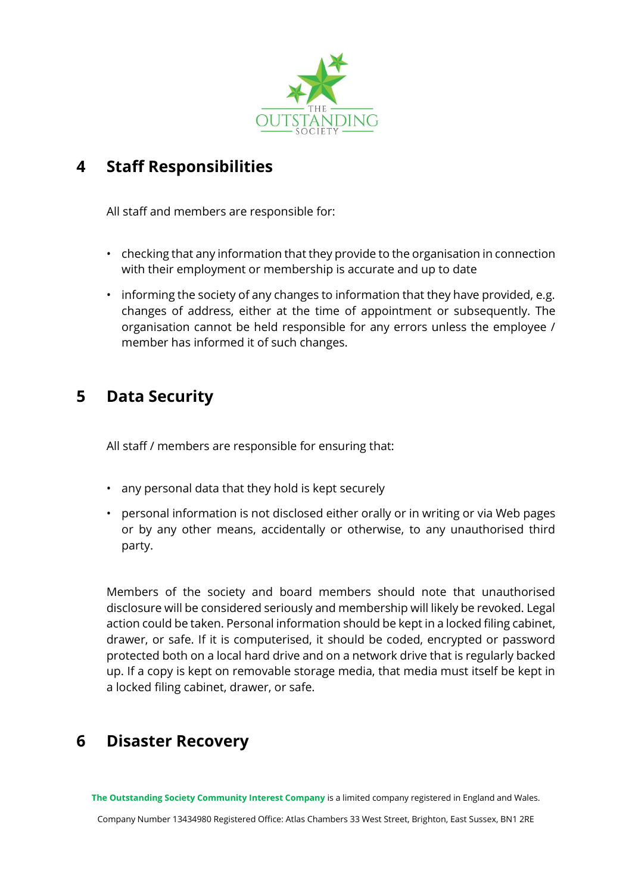## 4 Staff Responsibilities

All staff and members are responsible for:

- checking that any information that they provide to the organisation in connection with their employment or membership is accurate and up to date
- informing the society of any changes to information that they have provided, e.g. changes of address, either at the time of appointment or subsequently. The organisation cannot be held responsible for any errors unless the employee / member has informed it of such changes.

## 5 Data Security

All staff / members are responsible for ensuring that:

- any personal data that they hold is kept securely
- personal information is not disclosed either orally or in writing or via Web pages or by any other means, accidentally or otherwise, to any unauthorised third party.

Members of the society and board members should note that unauthorised disclosure will be considered seriously and membership will likely be revoked. Legal action could be taken. Personal information should be kept in a locked filing cabinet, drawer, or safe. If it is computerised, it should be coded, encrypted or password protected both on a local hard drive and on a network drive that is regularly backed up. If a copy is kept on removable storage media, that media must itself be kept in a locked filing cabinet, drawer, or safe.

## 6 Disaster Recovery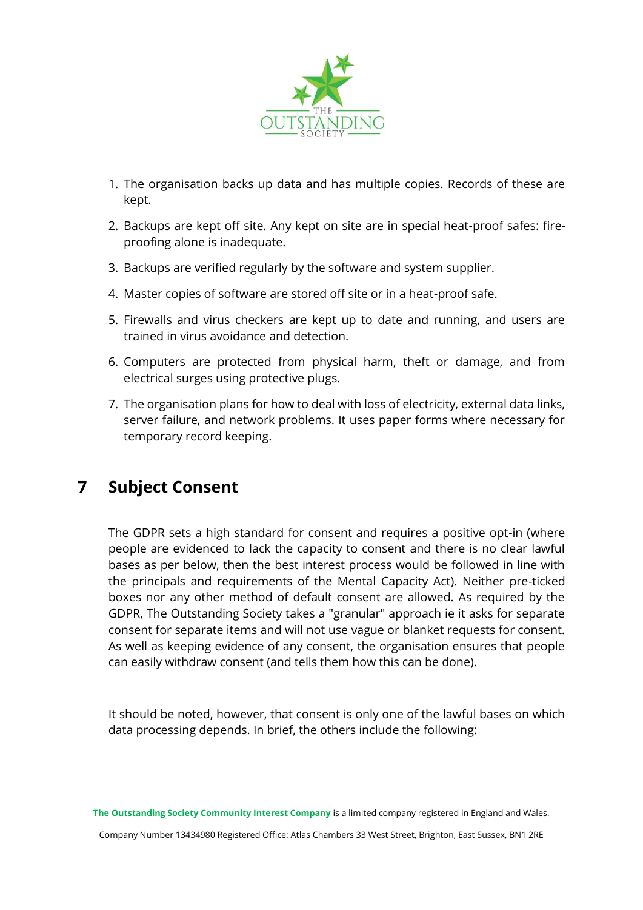1. The organisation backs up data and has multiple copies. Records of these are kept.
2. Backups are kept off site. Any kept on site are in special heat-proof safes: fire-proofing alone is inadequate.
3. Backups are verified regularly by the software and system supplier.
4. Master copies of software are stored off site or in a heat-proof safe.
5. Firewalls and virus checkers are kept up to date and running, and users are trained in virus avoidance and detection.
6. Computers are protected from physical harm, theft or damage, and from electrical surges using protective plugs.
7. The organisation plans for how to deal with loss of electricity, external data links, server failure, and network problems. It uses paper forms where necessary for temporary record keeping.

## 7 Subject Consent

The GDPR sets a high standard for consent and requires a positive opt-in (where people are evidenced to lack the capacity to consent and there is no clear lawful bases as per below, then the best interest process would be followed in line with the principals and requirements of the Mental Capacity Act). Neither pre-ticked boxes nor any other method of default consent are allowed. As required by the GDPR, The Outstanding Society takes a "granular" approach ie it asks for separate consent for separate items and will not use vague or blanket requests for consent. As well as keeping evidence of any consent, the organisation ensures that people can easily withdraw consent (and tells them how this can be done).

It should be noted, however, that consent is only one of the lawful bases on which data processing depends. In brief, the others include the following: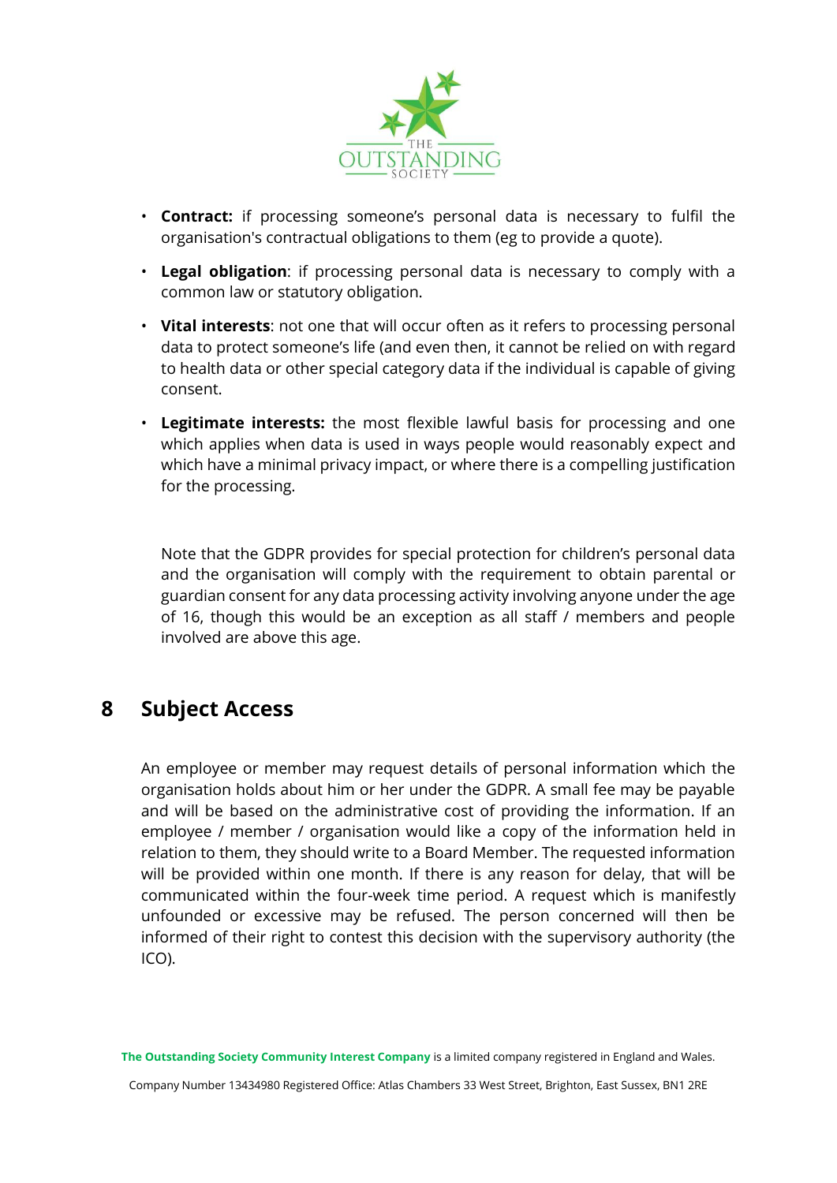- **Contract:** if processing someone's personal data is necessary to fulfil the organisation's contractual obligations to them (eg to provide a quote).
- **Legal obligation**: if processing personal data is necessary to comply with a common law or statutory obligation.
- **Vital interests**: not one that will occur often as it refers to processing personal data to protect someone's life (and even then, it cannot be relied on with regard to health data or other special category data if the individual is capable of giving consent.
- **Legitimate interests:** the most flexible lawful basis for processing and one which applies when data is used in ways people would reasonably expect and which have a minimal privacy impact, or where there is a compelling justification for the processing.

Note that the GDPR provides for special protection for children's personal data and the organisation will comply with the requirement to obtain parental or guardian consent for any data processing activity involving anyone under the age of 16, though this would be an exception as all staff / members and people involved are above this age.

## 8 Subject Access

An employee or member may request details of personal information which the organisation holds about him or her under the GDPR. A small fee may be payable and will be based on the administrative cost of providing the information. If an employee / member / organisation would like a copy of the information held in relation to them, they should write to a Board Member. The requested information will be provided within one month. If there is any reason for delay, that will be communicated within the four-week time period. A request which is manifestly unfounded or excessive may be refused. The person concerned will then be informed of their right to contest this decision with the supervisory authority (the ICO).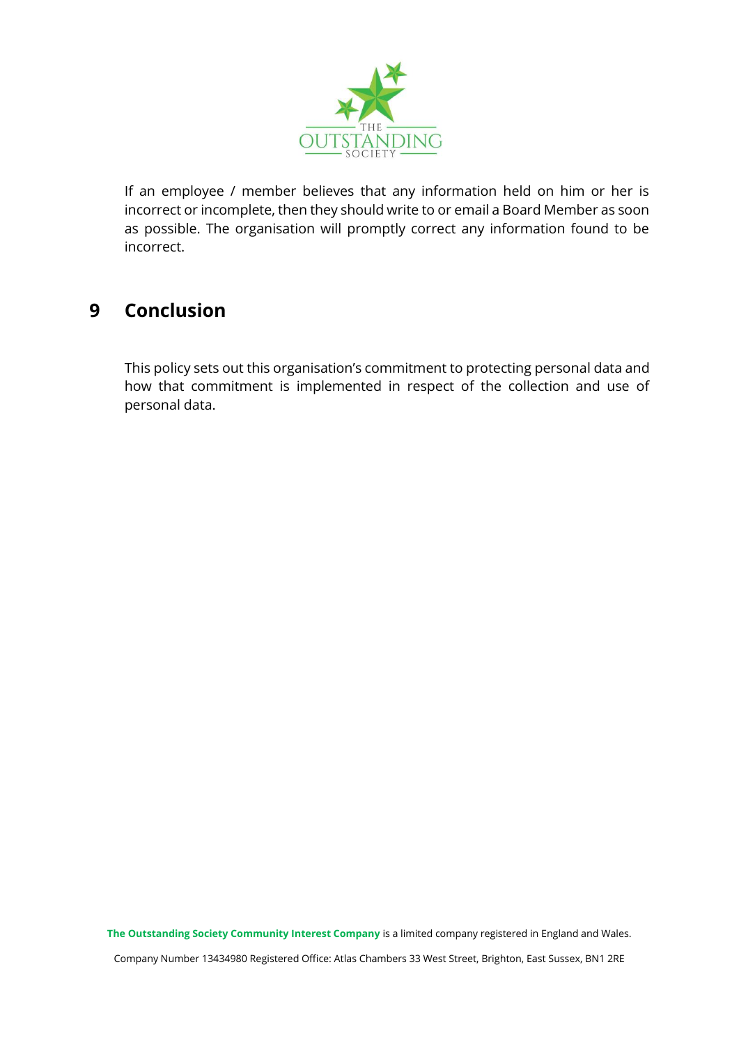If an employee / member believes that any information held on him or her is incorrect or incomplete, then they should write to or email a Board Member as soon as possible. The organisation will promptly correct any information found to be incorrect.

## 9 Conclusion

This policy sets out this organisation's commitment to protecting personal data and how that commitment is implemented in respect of the collection and use of personal data.